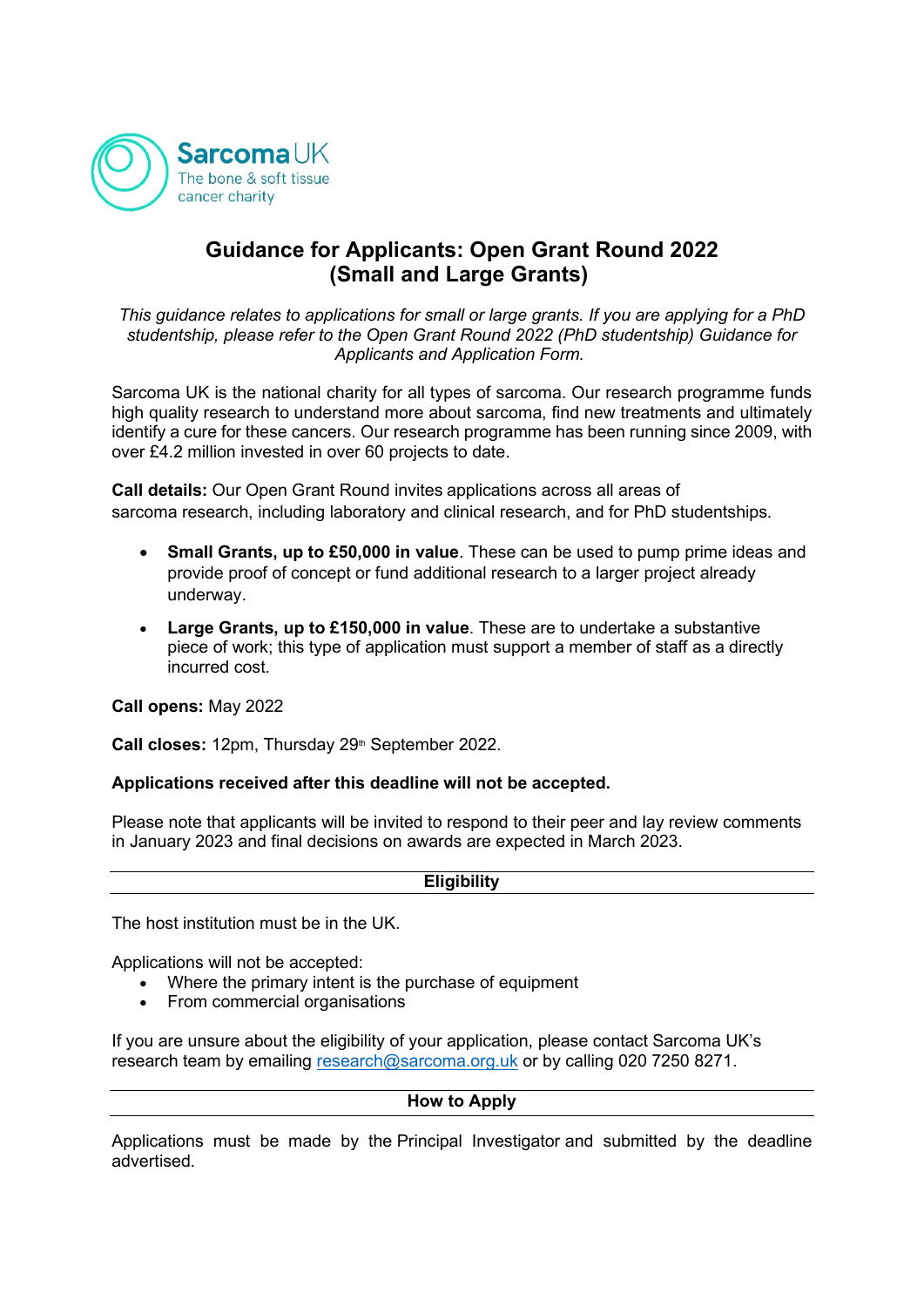Sarcoma UK
The bone & soft tissue cancer charity

# Guidance for Applicants: Open Grant Round 2022 (Small and Large Grants)

*This guidance relates to applications for small or large grants. If you are applying for a PhD studentship, please refer to the Open Grant Round 2022 (PhD studentship) Guidance for Applicants and Application Form.*

Sarcoma UK is the national charity for all types of sarcoma. Our research programme funds high quality research to understand more about sarcoma, find new treatments and ultimately identify a cure for these cancers. Our research programme has been running since 2009, with over £4.2 million invested in over 60 projects to date.

**Call details:** Our Open Grant Round invites applications across all areas of sarcoma research, including laboratory and clinical research, and for PhD studentships.

- **Small Grants, up to £50,000 in value**. These can be used to pump prime ideas and provide proof of concept or fund additional research to a larger project already underway.
- **Large Grants, up to £150,000 in value**. These are to undertake a substantive piece of work; this type of application must support a member of staff as a directly incurred cost.

**Call opens:** May 2022

**Call closes:** 12pm, Thursday 29th September 2022.

**Applications received after this deadline will not be accepted.**

Please note that applicants will be invited to respond to their peer and lay review comments in January 2023 and final decisions on awards are expected in March 2023.

## Eligibility

The host institution must be in the UK.

Applications will not be accepted:

- Where the primary intent is the purchase of equipment
- From commercial organisations

If you are unsure about the eligibility of your application, please contact Sarcoma UK's research team by emailing research@sarcoma.org.uk or by calling 020 7250 8271.

## How to Apply

Applications must be made by the Principal Investigator and submitted by the deadline advertised.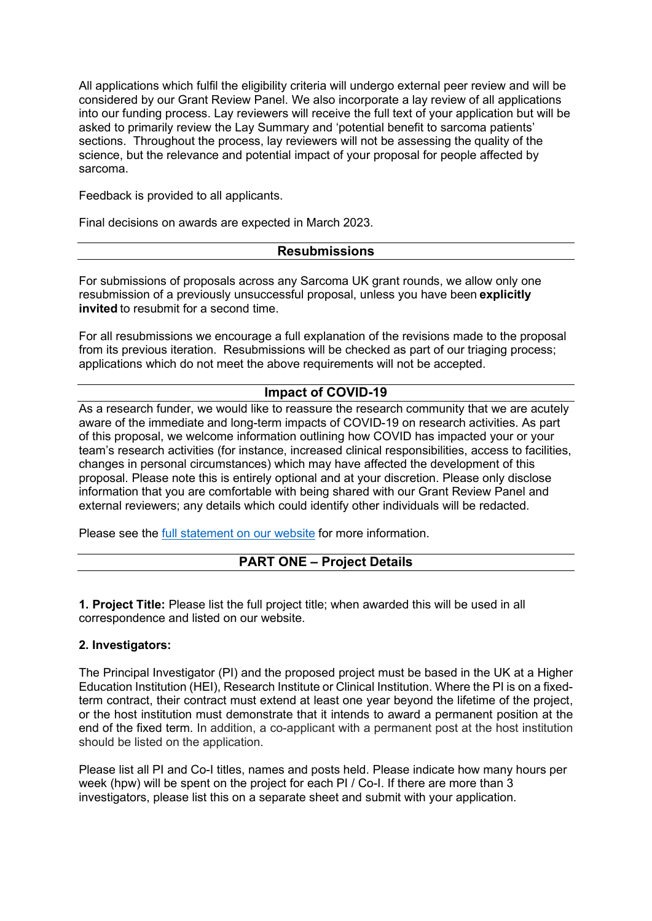All applications which fulfil the eligibility criteria will undergo external peer review and will be considered by our Grant Review Panel. We also incorporate a lay review of all applications into our funding process. Lay reviewers will receive the full text of your application but will be asked to primarily review the Lay Summary and 'potential benefit to sarcoma patients' sections. Throughout the process, lay reviewers will not be assessing the quality of the science, but the relevance and potential impact of your proposal for people affected by sarcoma.

Feedback is provided to all applicants.

Final decisions on awards are expected in March 2023.

## Resubmissions

For submissions of proposals across any Sarcoma UK grant rounds, we allow only one resubmission of a previously unsuccessful proposal, unless you have been **explicitly invited** to resubmit for a second time.

For all resubmissions we encourage a full explanation of the revisions made to the proposal from its previous iteration. Resubmissions will be checked as part of our triaging process; applications which do not meet the above requirements will not be accepted.

## Impact of COVID-19

As a research funder, we would like to reassure the research community that we are acutely aware of the immediate and long-term impacts of COVID-19 on research activities. As part of this proposal, we welcome information outlining how COVID has impacted your or your team's research activities (for instance, increased clinical responsibilities, access to facilities, changes in personal circumstances) which may have affected the development of this proposal. Please note this is entirely optional and at your discretion. Please only disclose information that you are comfortable with being shared with our Grant Review Panel and external reviewers; any details which could identify other individuals will be redacted.

Please see the [full statement on our website] for more information.

## PART ONE – Project Details

**1. Project Title:** Please list the full project title; when awarded this will be used in all correspondence and listed on our website.

**2. Investigators:**

The Principal Investigator (PI) and the proposed project must be based in the UK at a Higher Education Institution (HEI), Research Institute or Clinical Institution. Where the PI is on a fixed-term contract, their contract must extend at least one year beyond the lifetime of the project, or the host institution must demonstrate that it intends to award a permanent position at the end of the fixed term. In addition, a co-applicant with a permanent post at the host institution should be listed on the application.

Please list all PI and Co-I titles, names and posts held. Please indicate how many hours per week (hpw) will be spent on the project for each PI / Co-I. If there are more than 3 investigators, please list this on a separate sheet and submit with your application.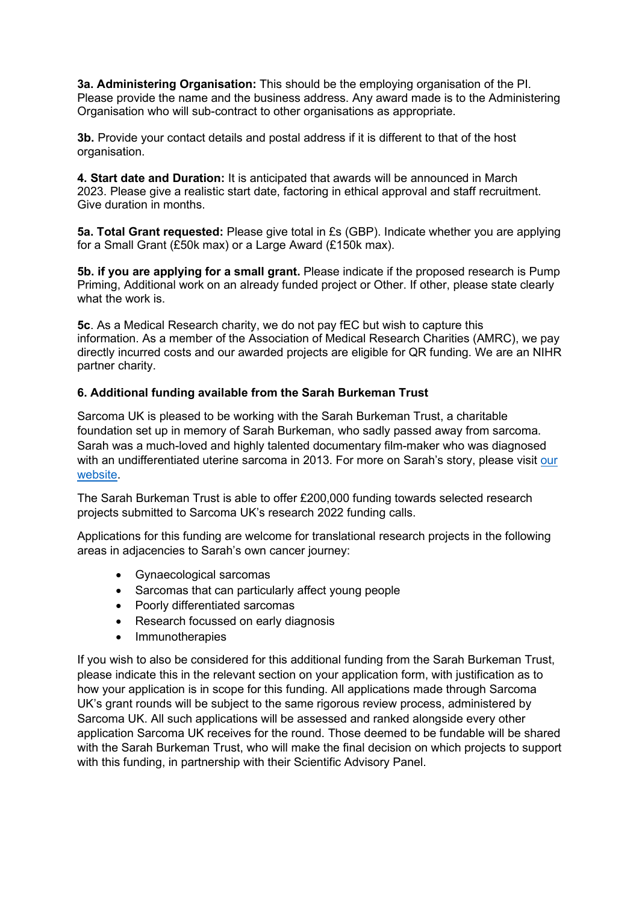**3a. Administering Organisation:** This should be the employing organisation of the PI. Please provide the name and the business address. Any award made is to the Administering Organisation who will sub-contract to other organisations as appropriate.

**3b.** Provide your contact details and postal address if it is different to that of the host organisation.

**4. Start date and Duration:** It is anticipated that awards will be announced in March 2023. Please give a realistic start date, factoring in ethical approval and staff recruitment. Give duration in months.

**5a. Total Grant requested:** Please give total in £s (GBP). Indicate whether you are applying for a Small Grant (£50k max) or a Large Award (£150k max).

**5b. if you are applying for a small grant.** Please indicate if the proposed research is Pump Priming, Additional work on an already funded project or Other. If other, please state clearly what the work is.

**5c**. As a Medical Research charity, we do not pay fEC but wish to capture this information. As a member of the Association of Medical Research Charities (AMRC), we pay directly incurred costs and our awarded projects are eligible for QR funding. We are an NIHR partner charity.

**6. Additional funding available from the Sarah Burkeman Trust**

Sarcoma UK is pleased to be working with the Sarah Burkeman Trust, a charitable foundation set up in memory of Sarah Burkeman, who sadly passed away from sarcoma. Sarah was a much-loved and highly talented documentary film-maker who was diagnosed with an undifferentiated uterine sarcoma in 2013. For more on Sarah's story, please visit our website.

The Sarah Burkeman Trust is able to offer £200,000 funding towards selected research projects submitted to Sarcoma UK's research 2022 funding calls.

Applications for this funding are welcome for translational research projects in the following areas in adjacencies to Sarah's own cancer journey:

- Gynaecological sarcomas
- Sarcomas that can particularly affect young people
- Poorly differentiated sarcomas
- Research focussed on early diagnosis
- Immunotherapies

If you wish to also be considered for this additional funding from the Sarah Burkeman Trust, please indicate this in the relevant section on your application form, with justification as to how your application is in scope for this funding. All applications made through Sarcoma UK's grant rounds will be subject to the same rigorous review process, administered by Sarcoma UK. All such applications will be assessed and ranked alongside every other application Sarcoma UK receives for the round. Those deemed to be fundable will be shared with the Sarah Burkeman Trust, who will make the final decision on which projects to support with this funding, in partnership with their Scientific Advisory Panel.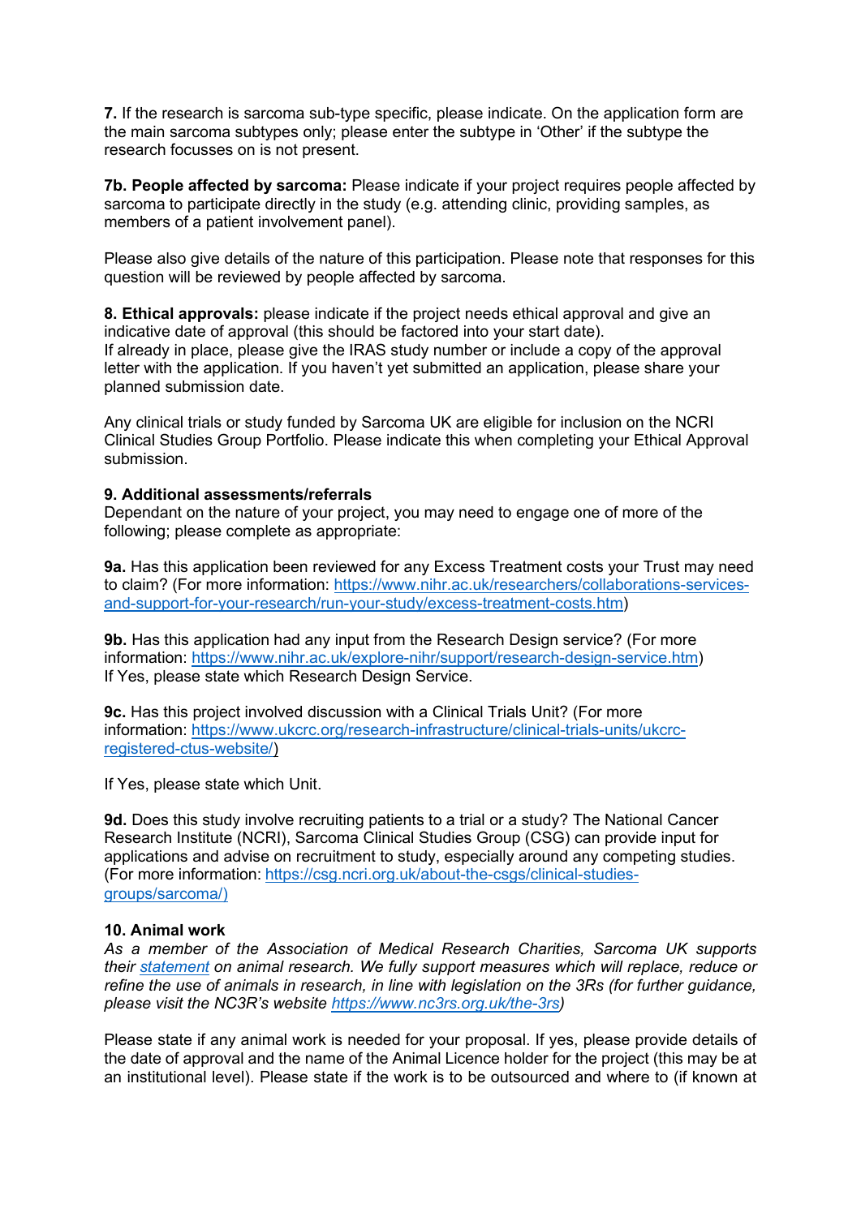**7.** If the research is sarcoma sub-type specific, please indicate. On the application form are the main sarcoma subtypes only; please enter the subtype in 'Other' if the subtype the research focusses on is not present.

**7b. People affected by sarcoma:** Please indicate if your project requires people affected by sarcoma to participate directly in the study (e.g. attending clinic, providing samples, as members of a patient involvement panel).

Please also give details of the nature of this participation. Please note that responses for this question will be reviewed by people affected by sarcoma.

**8. Ethical approvals:** please indicate if the project needs ethical approval and give an indicative date of approval (this should be factored into your start date).
If already in place, please give the IRAS study number or include a copy of the approval letter with the application. If you haven't yet submitted an application, please share your planned submission date.

Any clinical trials or study funded by Sarcoma UK are eligible for inclusion on the NCRI Clinical Studies Group Portfolio. Please indicate this when completing your Ethical Approval submission.

**9. Additional assessments/referrals**
Dependant on the nature of your project, you may need to engage one of more of the following; please complete as appropriate:

**9a.** Has this application been reviewed for any Excess Treatment costs your Trust may need to claim? (For more information: https://www.nihr.ac.uk/researchers/collaborations-services-and-support-for-your-research/run-your-study/excess-treatment-costs.htm)

**9b.** Has this application had any input from the Research Design service? (For more information: https://www.nihr.ac.uk/explore-nihr/support/research-design-service.htm)
If Yes, please state which Research Design Service.

**9c.** Has this project involved discussion with a Clinical Trials Unit? (For more information: https://www.ukcrc.org/research-infrastructure/clinical-trials-units/ukcrc-registered-ctus-website/)

If Yes, please state which Unit.

**9d.** Does this study involve recruiting patients to a trial or a study? The National Cancer Research Institute (NCRI), Sarcoma Clinical Studies Group (CSG) can provide input for applications and advise on recruitment to study, especially around any competing studies. (For more information: https://csg.ncri.org.uk/about-the-csgs/clinical-studies-groups/sarcoma/)

**10. Animal work**
*As a member of the Association of Medical Research Charities, Sarcoma UK supports their statement on animal research. We fully support measures which will replace, reduce or refine the use of animals in research, in line with legislation on the 3Rs (for further guidance, please visit the NC3R's website https://www.nc3rs.org.uk/the-3rs)*

Please state if any animal work is needed for your proposal. If yes, please provide details of the date of approval and the name of the Animal Licence holder for the project (this may be at an institutional level). Please state if the work is to be outsourced and where to (if known at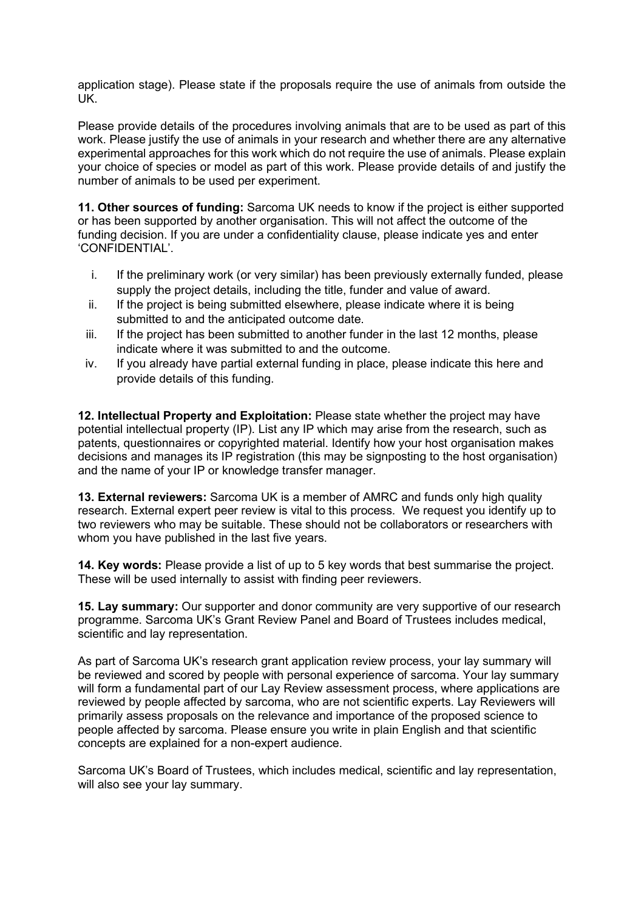application stage). Please state if the proposals require the use of animals from outside the UK.

Please provide details of the procedures involving animals that are to be used as part of this work. Please justify the use of animals in your research and whether there are any alternative experimental approaches for this work which do not require the use of animals. Please explain your choice of species or model as part of this work. Please provide details of and justify the number of animals to be used per experiment.

**11. Other sources of funding:** Sarcoma UK needs to know if the project is either supported or has been supported by another organisation. This will not affect the outcome of the funding decision. If you are under a confidentiality clause, please indicate yes and enter 'CONFIDENTIAL'.

i. If the preliminary work (or very similar) has been previously externally funded, please supply the project details, including the title, funder and value of award.
ii. If the project is being submitted elsewhere, please indicate where it is being submitted to and the anticipated outcome date.
iii. If the project has been submitted to another funder in the last 12 months, please indicate where it was submitted to and the outcome.
iv. If you already have partial external funding in place, please indicate this here and provide details of this funding.

**12. Intellectual Property and Exploitation:** Please state whether the project may have potential intellectual property (IP). List any IP which may arise from the research, such as patents, questionnaires or copyrighted material. Identify how your host organisation makes decisions and manages its IP registration (this may be signposting to the host organisation) and the name of your IP or knowledge transfer manager.

**13. External reviewers:** Sarcoma UK is a member of AMRC and funds only high quality research. External expert peer review is vital to this process. We request you identify up to two reviewers who may be suitable. These should not be collaborators or researchers with whom you have published in the last five years.

**14. Key words:** Please provide a list of up to 5 key words that best summarise the project. These will be used internally to assist with finding peer reviewers.

**15. Lay summary:** Our supporter and donor community are very supportive of our research programme. Sarcoma UK's Grant Review Panel and Board of Trustees includes medical, scientific and lay representation.

As part of Sarcoma UK's research grant application review process, your lay summary will be reviewed and scored by people with personal experience of sarcoma. Your lay summary will form a fundamental part of our Lay Review assessment process, where applications are reviewed by people affected by sarcoma, who are not scientific experts. Lay Reviewers will primarily assess proposals on the relevance and importance of the proposed science to people affected by sarcoma. Please ensure you write in plain English and that scientific concepts are explained for a non-expert audience.

Sarcoma UK's Board of Trustees, which includes medical, scientific and lay representation, will also see your lay summary.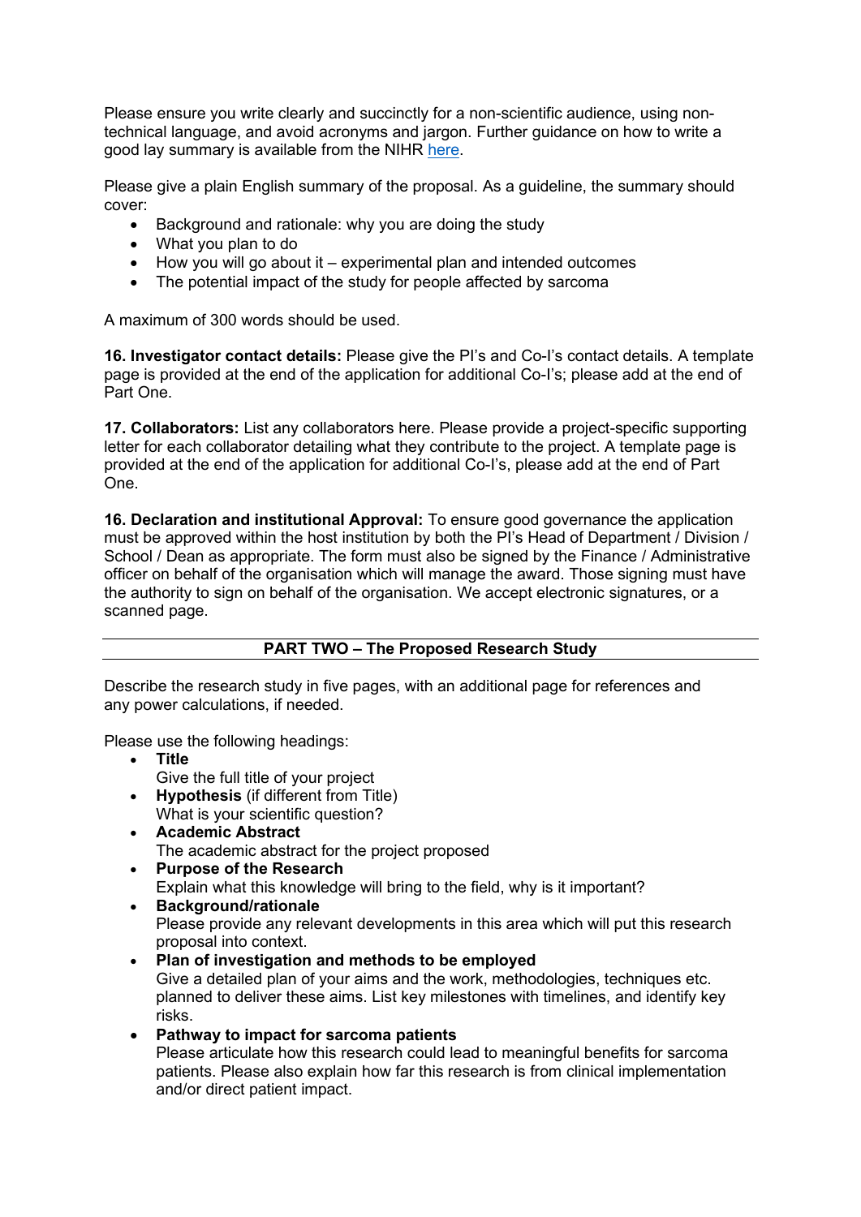Please ensure you write clearly and succinctly for a non-scientific audience, using non-technical language, and avoid acronyms and jargon. Further guidance on how to write a good lay summary is available from the NIHR [here](here).

Please give a plain English summary of the proposal. As a guideline, the summary should cover:

- Background and rationale: why you are doing the study
- What you plan to do
- How you will go about it – experimental plan and intended outcomes
- The potential impact of the study for people affected by sarcoma

A maximum of 300 words should be used.

**16. Investigator contact details:** Please give the PI's and Co-I's contact details. A template page is provided at the end of the application for additional Co-I's; please add at the end of Part One.

**17. Collaborators:** List any collaborators here. Please provide a project-specific supporting letter for each collaborator detailing what they contribute to the project. A template page is provided at the end of the application for additional Co-I's, please add at the end of Part One.

**16. Declaration and institutional Approval:** To ensure good governance the application must be approved within the host institution by both the PI's Head of Department / Division / School / Dean as appropriate. The form must also be signed by the Finance / Administrative officer on behalf of the organisation which will manage the award. Those signing must have the authority to sign on behalf of the organisation. We accept electronic signatures, or a scanned page.

## PART TWO – The Proposed Research Study

Describe the research study in five pages, with an additional page for references and any power calculations, if needed.

Please use the following headings:

- **Title**
  Give the full title of your project
- **Hypothesis** (if different from Title)
  What is your scientific question?
- **Academic Abstract**
  The academic abstract for the project proposed
- **Purpose of the Research**
  Explain what this knowledge will bring to the field, why is it important?
- **Background/rationale**
  Please provide any relevant developments in this area which will put this research proposal into context.
- **Plan of investigation and methods to be employed**
  Give a detailed plan of your aims and the work, methodologies, techniques etc. planned to deliver these aims. List key milestones with timelines, and identify key risks.
- **Pathway to impact for sarcoma patients**
  Please articulate how this research could lead to meaningful benefits for sarcoma patients. Please also explain how far this research is from clinical implementation and/or direct patient impact.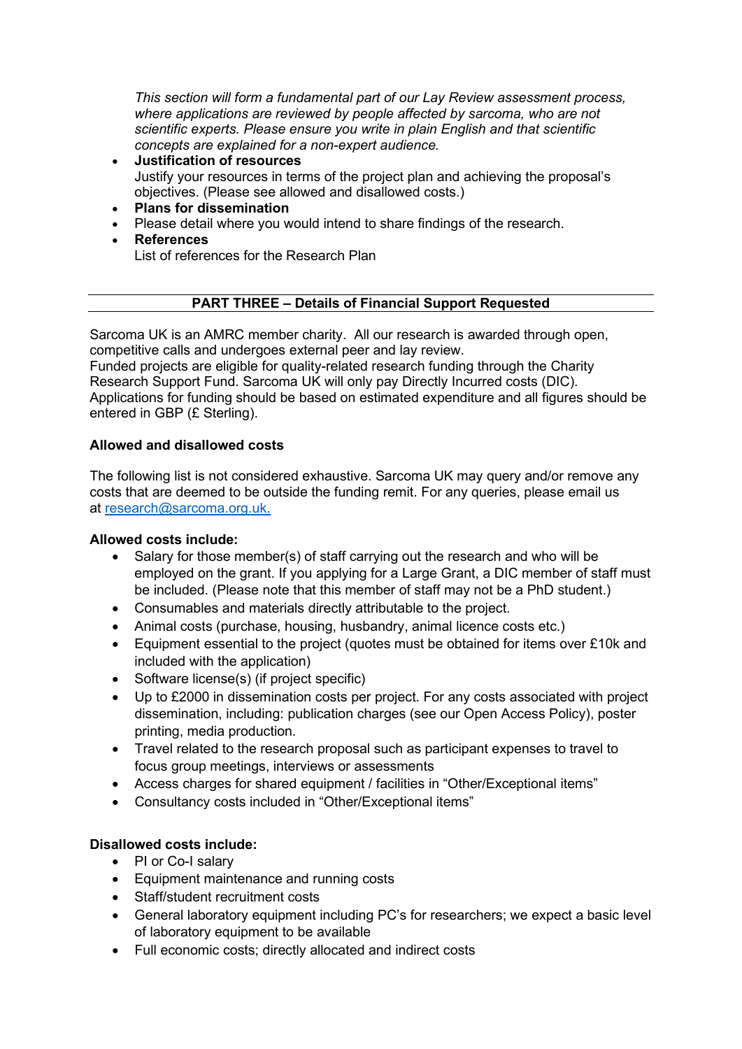*This section will form a fundamental part of our Lay Review assessment process, where applications are reviewed by people affected by sarcoma, who are not scientific experts. Please ensure you write in plain English and that scientific concepts are explained for a non-expert audience.*

- **Justification of resources**
  Justify your resources in terms of the project plan and achieving the proposal's objectives. (Please see allowed and disallowed costs.)
- **Plans for dissemination**
- Please detail where you would intend to share findings of the research.
- **References**
  List of references for the Research Plan

---

## PART THREE – Details of Financial Support Requested

---

Sarcoma UK is an AMRC member charity. All our research is awarded through open, competitive calls and undergoes external peer and lay review.
Funded projects are eligible for quality-related research funding through the Charity Research Support Fund. Sarcoma UK will only pay Directly Incurred costs (DIC).
Applications for funding should be based on estimated expenditure and all figures should be entered in GBP (£ Sterling).

**Allowed and disallowed costs**

The following list is not considered exhaustive. Sarcoma UK may query and/or remove any costs that are deemed to be outside the funding remit. For any queries, please email us at [research@sarcoma.org.uk.](mailto:research@sarcoma.org.uk)

**Allowed costs include:**

- Salary for those member(s) of staff carrying out the research and who will be employed on the grant. If you applying for a Large Grant, a DIC member of staff must be included. (Please note that this member of staff may not be a PhD student.)
- Consumables and materials directly attributable to the project.
- Animal costs (purchase, housing, husbandry, animal licence costs etc.)
- Equipment essential to the project (quotes must be obtained for items over £10k and included with the application)
- Software license(s) (if project specific)
- Up to £2000 in dissemination costs per project. For any costs associated with project dissemination, including: publication charges (see our Open Access Policy), poster printing, media production.
- Travel related to the research proposal such as participant expenses to travel to focus group meetings, interviews or assessments
- Access charges for shared equipment / facilities in "Other/Exceptional items"
- Consultancy costs included in "Other/Exceptional items"

**Disallowed costs include:**

- PI or Co-I salary
- Equipment maintenance and running costs
- Staff/student recruitment costs
- General laboratory equipment including PC's for researchers; we expect a basic level of laboratory equipment to be available
- Full economic costs; directly allocated and indirect costs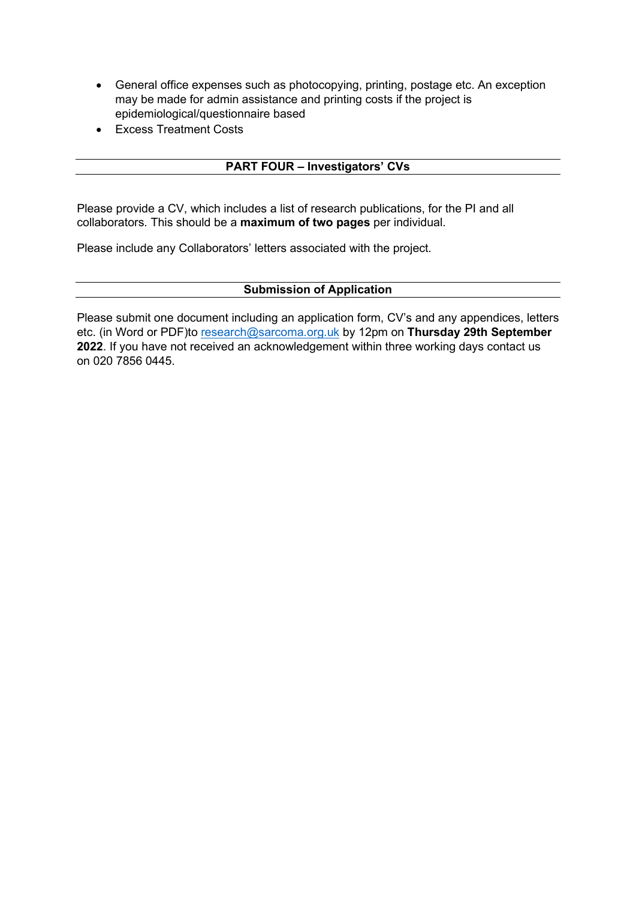- General office expenses such as photocopying, printing, postage etc. An exception may be made for admin assistance and printing costs if the project is epidemiological/questionnaire based
- Excess Treatment Costs

## PART FOUR – Investigators' CVs

Please provide a CV, which includes a list of research publications, for the PI and all collaborators. This should be a **maximum of two pages** per individual.

Please include any Collaborators' letters associated with the project.

## Submission of Application

Please submit one document including an application form, CV's and any appendices, letters etc. (in Word or PDF)to research@sarcoma.org.uk by 12pm on **Thursday 29th September 2022**. If you have not received an acknowledgement within three working days contact us on 020 7856 0445.